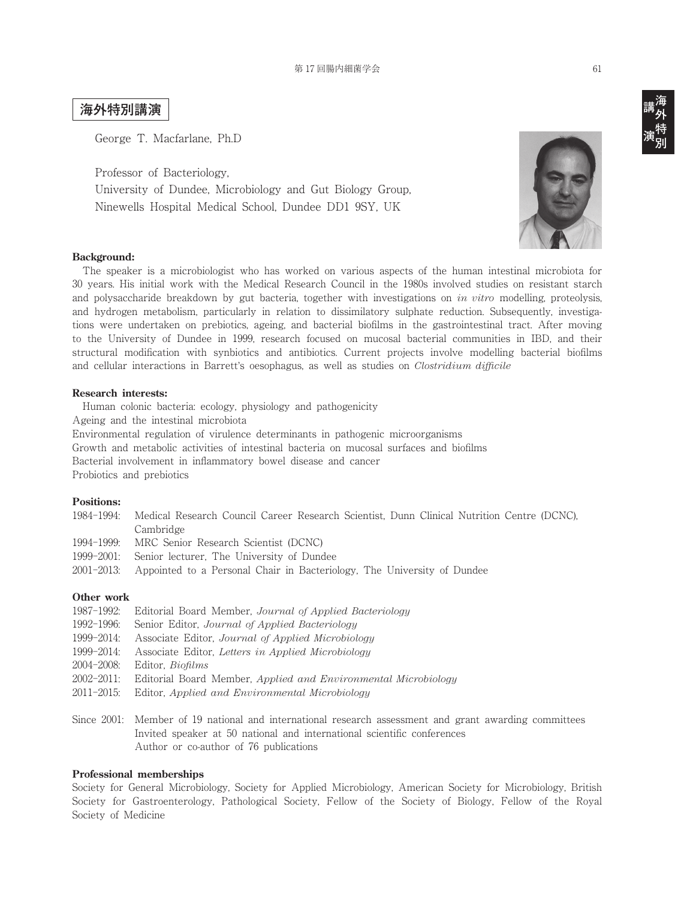# 海外特別講演

George T. Macfarlane, Ph.D

Professor of Bacteriology,
University of Dundee, Microbiology and Gut Biology Group,
Ninewells Hospital Medical School, Dundee DD1 9SY, UK

### Background:

The speaker is a microbiologist who has worked on various aspects of the human intestinal microbiota for 30 years. His initial work with the Medical Research Council in the 1980s involved studies on resistant starch and polysaccharide breakdown by gut bacteria, together with investigations on *in vitro* modelling, proteolysis, and hydrogen metabolism, particularly in relation to dissimilatory sulphate reduction. Subsequently, investigations were undertaken on prebiotics, ageing, and bacterial biofilms in the gastrointestinal tract. After moving to the University of Dundee in 1999, research focused on mucosal bacterial communities in IBD, and their structural modification with synbiotics and antibiotics. Current projects involve modelling bacterial biofilms and cellular interactions in Barrett's oesophagus, as well as studies on *Clostridium difficile*

### Research interests:

Human colonic bacteria: ecology, physiology and pathogenicity
Ageing and the intestinal microbiota
Environmental regulation of virulence determinants in pathogenic microorganisms
Growth and metabolic activities of intestinal bacteria on mucosal surfaces and biofilms
Bacterial involvement in inflammatory bowel disease and cancer
Probiotics and prebiotics

### Positions:

1984–1994: Medical Research Council Career Research Scientist, Dunn Clinical Nutrition Centre (DCNC), Cambridge
1994–1999: MRC Senior Research Scientist (DCNC)
1999–2001: Senior lecturer, The University of Dundee
2001–2013: Appointed to a Personal Chair in Bacteriology, The University of Dundee

### Other work

1987–1992: Editorial Board Member, *Journal of Applied Bacteriology*
1992–1996: Senior Editor, *Journal of Applied Bacteriology*
1999–2014: Associate Editor, *Journal of Applied Microbiology*
1999–2014: Associate Editor, *Letters in Applied Microbiology*
2004–2008: Editor, *Biofilms*
2002–2011: Editorial Board Member, *Applied and Environmental Microbiology*
2011–2015: Editor, *Applied and Environmental Microbiology*

Since 2001: Member of 19 national and international research assessment and grant awarding committees
Invited speaker at 50 national and international scientific conferences
Author or co-author of 76 publications

### Professional memberships

Society for General Microbiology, Society for Applied Microbiology, American Society for Microbiology, British Society for Gastroenterology, Pathological Society, Fellow of the Society of Biology, Fellow of the Royal Society of Medicine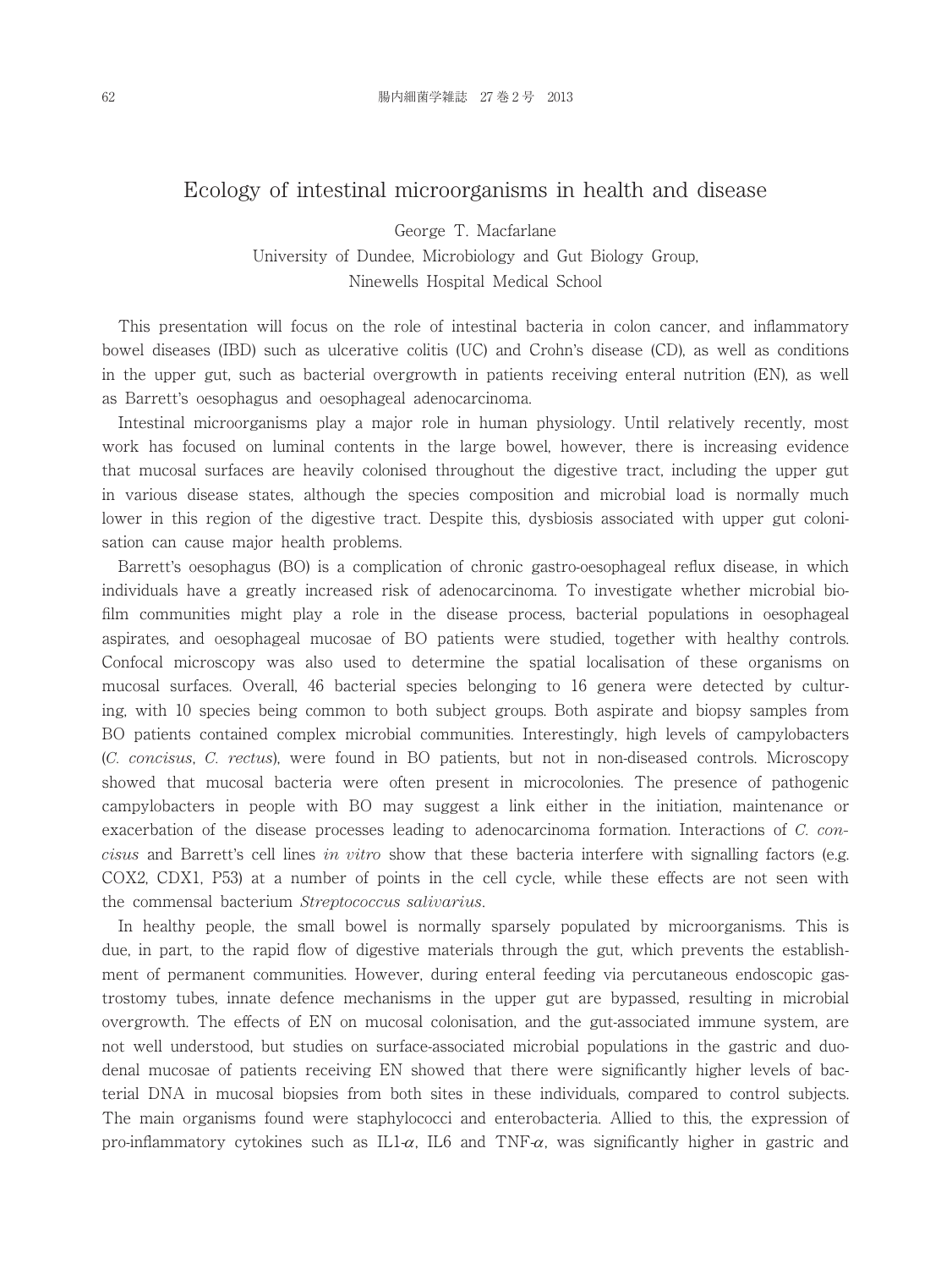# Ecology of intestinal microorganisms in health and disease

George T. Macfarlane

University of Dundee, Microbiology and Gut Biology Group,
Ninewells Hospital Medical School

This presentation will focus on the role of intestinal bacteria in colon cancer, and inflammatory bowel diseases (IBD) such as ulcerative colitis (UC) and Crohn's disease (CD), as well as conditions in the upper gut, such as bacterial overgrowth in patients receiving enteral nutrition (EN), as well as Barrett's oesophagus and oesophageal adenocarcinoma.

Intestinal microorganisms play a major role in human physiology. Until relatively recently, most work has focused on luminal contents in the large bowel, however, there is increasing evidence that mucosal surfaces are heavily colonised throughout the digestive tract, including the upper gut in various disease states, although the species composition and microbial load is normally much lower in this region of the digestive tract. Despite this, dysbiosis associated with upper gut colonisation can cause major health problems.

Barrett's oesophagus (BO) is a complication of chronic gastro-oesophageal reflux disease, in which individuals have a greatly increased risk of adenocarcinoma. To investigate whether microbial biofilm communities might play a role in the disease process, bacterial populations in oesophageal aspirates, and oesophageal mucosae of BO patients were studied, together with healthy controls. Confocal microscopy was also used to determine the spatial localisation of these organisms on mucosal surfaces. Overall, 46 bacterial species belonging to 16 genera were detected by culturing, with 10 species being common to both subject groups. Both aspirate and biopsy samples from BO patients contained complex microbial communities. Interestingly, high levels of campylobacters (*C. concisus*, *C. rectus*), were found in BO patients, but not in non-diseased controls. Microscopy showed that mucosal bacteria were often present in microcolonies. The presence of pathogenic campylobacters in people with BO may suggest a link either in the initiation, maintenance or exacerbation of the disease processes leading to adenocarcinoma formation. Interactions of *C. concisus* and Barrett's cell lines *in vitro* show that these bacteria interfere with signalling factors (e.g. COX2, CDX1, P53) at a number of points in the cell cycle, while these effects are not seen with the commensal bacterium *Streptococcus salivarius*.

In healthy people, the small bowel is normally sparsely populated by microorganisms. This is due, in part, to the rapid flow of digestive materials through the gut, which prevents the establishment of permanent communities. However, during enteral feeding via percutaneous endoscopic gastrostomy tubes, innate defence mechanisms in the upper gut are bypassed, resulting in microbial overgrowth. The effects of EN on mucosal colonisation, and the gut-associated immune system, are not well understood, but studies on surface-associated microbial populations in the gastric and duodenal mucosae of patients receiving EN showed that there were significantly higher levels of bacterial DNA in mucosal biopsies from both sites in these individuals, compared to control subjects. The main organisms found were staphylococci and enterobacteria. Allied to this, the expression of pro-inflammatory cytokines such as IL1-$\alpha$, IL6 and TNF-$\alpha$, was significantly higher in gastric and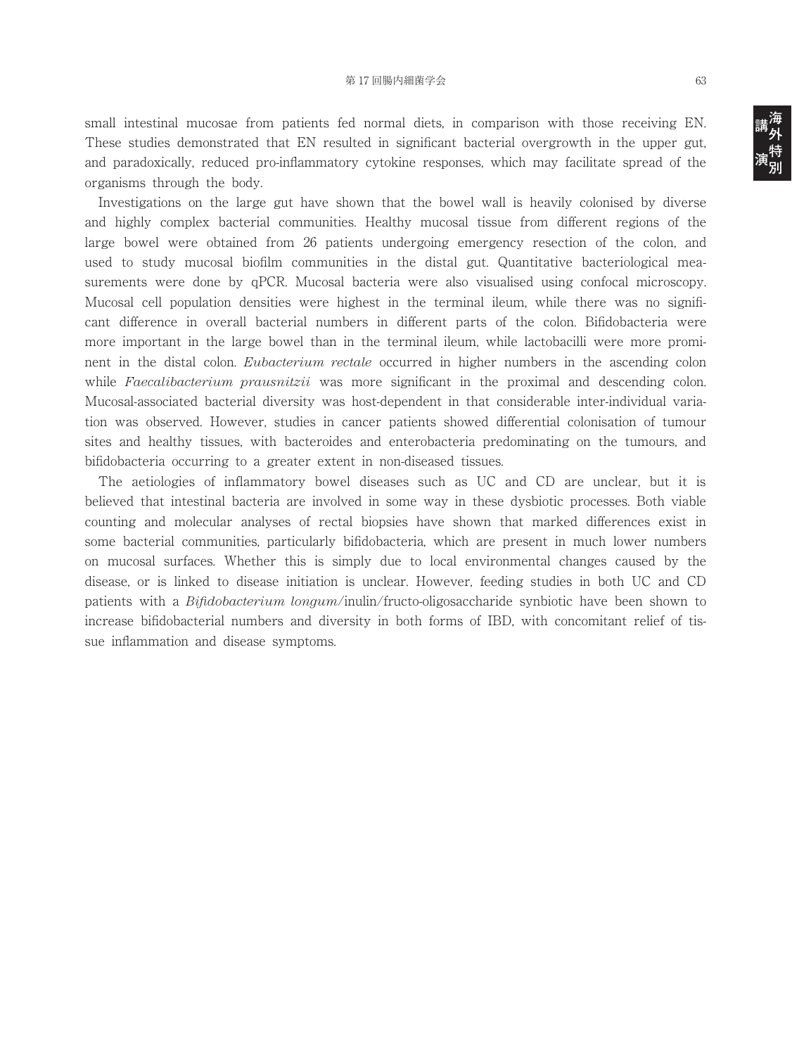small intestinal mucosae from patients fed normal diets, in comparison with those receiving EN. These studies demonstrated that EN resulted in significant bacterial overgrowth in the upper gut, and paradoxically, reduced pro-inflammatory cytokine responses, which may facilitate spread of the organisms through the body.

Investigations on the large gut have shown that the bowel wall is heavily colonised by diverse and highly complex bacterial communities. Healthy mucosal tissue from different regions of the large bowel were obtained from 26 patients undergoing emergency resection of the colon, and used to study mucosal biofilm communities in the distal gut. Quantitative bacteriological measurements were done by qPCR. Mucosal bacteria were also visualised using confocal microscopy. Mucosal cell population densities were highest in the terminal ileum, while there was no significant difference in overall bacterial numbers in different parts of the colon. Bifidobacteria were more important in the large bowel than in the terminal ileum, while lactobacilli were more prominent in the distal colon. *Eubacterium rectale* occurred in higher numbers in the ascending colon while *Faecalibacterium prausnitzii* was more significant in the proximal and descending colon. Mucosal-associated bacterial diversity was host-dependent in that considerable inter-individual variation was observed. However, studies in cancer patients showed differential colonisation of tumour sites and healthy tissues, with bacteroides and enterobacteria predominating on the tumours, and bifidobacteria occurring to a greater extent in non-diseased tissues.

The aetiologies of inflammatory bowel diseases such as UC and CD are unclear, but it is believed that intestinal bacteria are involved in some way in these dysbiotic processes. Both viable counting and molecular analyses of rectal biopsies have shown that marked differences exist in some bacterial communities, particularly bifidobacteria, which are present in much lower numbers on mucosal surfaces. Whether this is simply due to local environmental changes caused by the disease, or is linked to disease initiation is unclear. However, feeding studies in both UC and CD patients with a *Bifidobacterium longum*/inulin/fructo-oligosaccharide synbiotic have been shown to increase bifidobacterial numbers and diversity in both forms of IBD, with concomitant relief of tissue inflammation and disease symptoms.